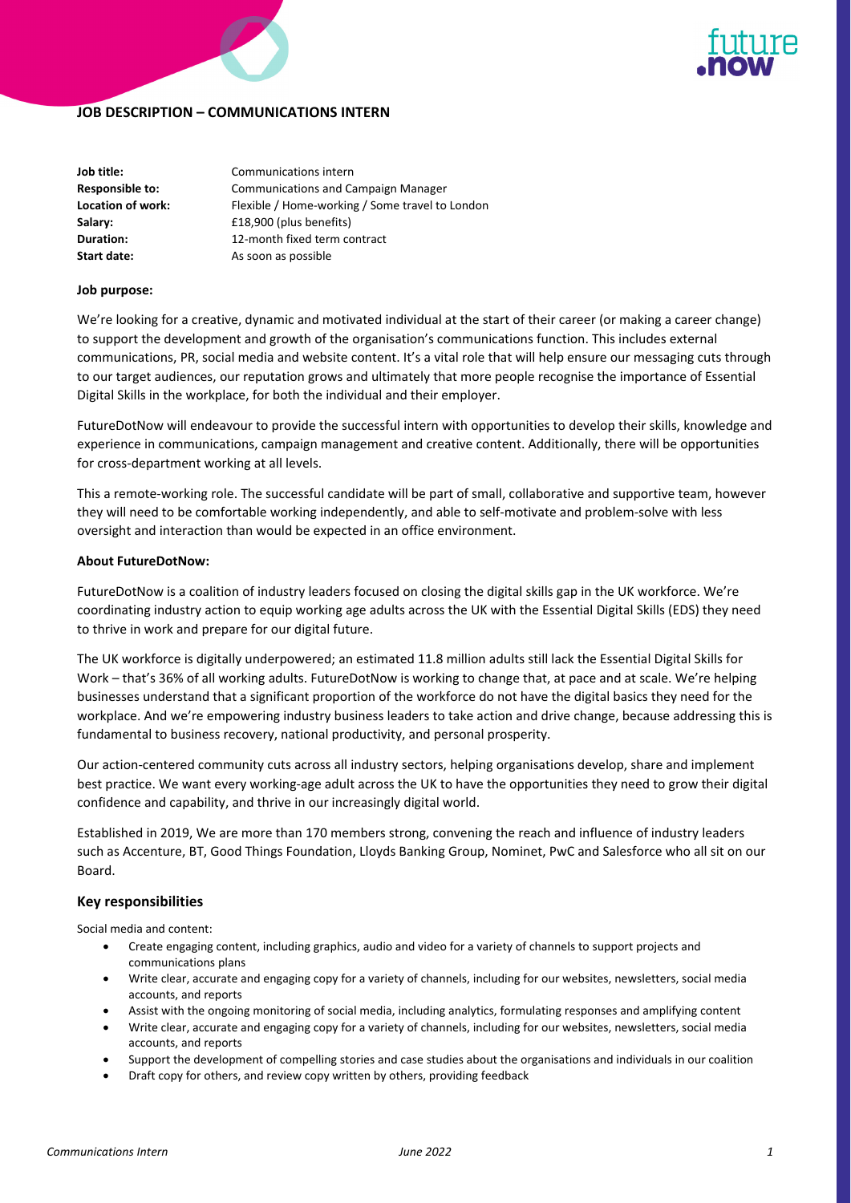# JOB DESCRIPTION – COMMUNICATIONS INTERN

| | |
|---|---|
| **Job title:** | Communications intern |
| **Responsible to:** | Communications and Campaign Manager |
| **Location of work:** | Flexible / Home-working / Some travel to London |
| **Salary:** | £18,900 (plus benefits) |
| **Duration:** | 12-month fixed term contract |
| **Start date:** | As soon as possible |

**Job purpose:**

We're looking for a creative, dynamic and motivated individual at the start of their career (or making a career change) to support the development and growth of the organisation's communications function. This includes external communications, PR, social media and website content. It's a vital role that will help ensure our messaging cuts through to our target audiences, our reputation grows and ultimately that more people recognise the importance of Essential Digital Skills in the workplace, for both the individual and their employer.

FutureDotNow will endeavour to provide the successful intern with opportunities to develop their skills, knowledge and experience in communications, campaign management and creative content. Additionally, there will be opportunities for cross-department working at all levels.

This a remote-working role. The successful candidate will be part of small, collaborative and supportive team, however they will need to be comfortable working independently, and able to self-motivate and problem-solve with less oversight and interaction than would be expected in an office environment.

**About FutureDotNow:**

FutureDotNow is a coalition of industry leaders focused on closing the digital skills gap in the UK workforce. We're coordinating industry action to equip working age adults across the UK with the Essential Digital Skills (EDS) they need to thrive in work and prepare for our digital future.

The UK workforce is digitally underpowered; an estimated 11.8 million adults still lack the Essential Digital Skills for Work – that's 36% of all working adults. FutureDotNow is working to change that, at pace and at scale. We're helping businesses understand that a significant proportion of the workforce do not have the digital basics they need for the workplace. And we're empowering industry business leaders to take action and drive change, because addressing this is fundamental to business recovery, national productivity, and personal prosperity.

Our action-centered community cuts across all industry sectors, helping organisations develop, share and implement best practice. We want every working-age adult across the UK to have the opportunities they need to grow their digital confidence and capability, and thrive in our increasingly digital world.

Established in 2019, We are more than 170 members strong, convening the reach and influence of industry leaders such as Accenture, BT, Good Things Foundation, Lloyds Banking Group, Nominet, PwC and Salesforce who all sit on our Board.

## Key responsibilities

Social media and content:

- Create engaging content, including graphics, audio and video for a variety of channels to support projects and communications plans
- Write clear, accurate and engaging copy for a variety of channels, including for our websites, newsletters, social media accounts, and reports
- Assist with the ongoing monitoring of social media, including analytics, formulating responses and amplifying content
- Write clear, accurate and engaging copy for a variety of channels, including for our websites, newsletters, social media accounts, and reports
- Support the development of compelling stories and case studies about the organisations and individuals in our coalition
- Draft copy for others, and review copy written by others, providing feedback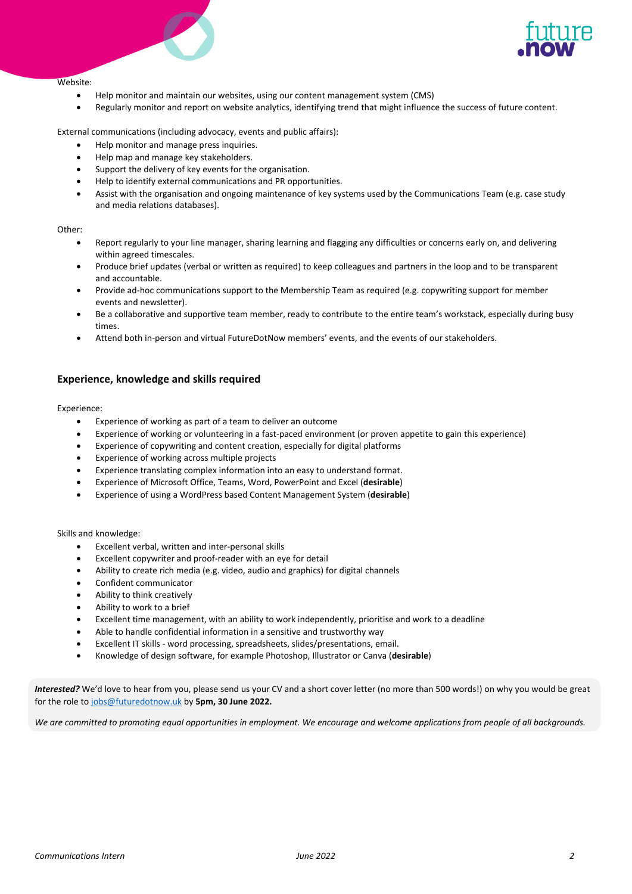Website:

- Help monitor and maintain our websites, using our content management system (CMS)
- Regularly monitor and report on website analytics, identifying trend that might influence the success of future content.

External communications (including advocacy, events and public affairs):

- Help monitor and manage press inquiries.
- Help map and manage key stakeholders.
- Support the delivery of key events for the organisation.
- Help to identify external communications and PR opportunities.
- Assist with the organisation and ongoing maintenance of key systems used by the Communications Team (e.g. case study and media relations databases).

Other:

- Report regularly to your line manager, sharing learning and flagging any difficulties or concerns early on, and delivering within agreed timescales.
- Produce brief updates (verbal or written as required) to keep colleagues and partners in the loop and to be transparent and accountable.
- Provide ad-hoc communications support to the Membership Team as required (e.g. copywriting support for member events and newsletter).
- Be a collaborative and supportive team member, ready to contribute to the entire team's workstack, especially during busy times.
- Attend both in-person and virtual FutureDotNow members' events, and the events of our stakeholders.

## Experience, knowledge and skills required

Experience:

- Experience of working as part of a team to deliver an outcome
- Experience of working or volunteering in a fast-paced environment (or proven appetite to gain this experience)
- Experience of copywriting and content creation, especially for digital platforms
- Experience of working across multiple projects
- Experience translating complex information into an easy to understand format.
- Experience of Microsoft Office, Teams, Word, PowerPoint and Excel (**desirable**)
- Experience of using a WordPress based Content Management System (**desirable**)

Skills and knowledge:

- Excellent verbal, written and inter-personal skills
- Excellent copywriter and proof-reader with an eye for detail
- Ability to create rich media (e.g. video, audio and graphics) for digital channels
- Confident communicator
- Ability to think creatively
- Ability to work to a brief
- Excellent time management, with an ability to work independently, prioritise and work to a deadline
- Able to handle confidential information in a sensitive and trustworthy way
- Excellent IT skills - word processing, spreadsheets, slides/presentations, email.
- Knowledge of design software, for example Photoshop, Illustrator or Canva (**desirable**)

***Interested?*** We'd love to hear from you, please send us your CV and a short cover letter (no more than 500 words!) on why you would be great for the role to jobs@futuredotnow.uk by **5pm, 30 June 2022.**

*We are committed to promoting equal opportunities in employment. We encourage and welcome applications from people of all backgrounds.*